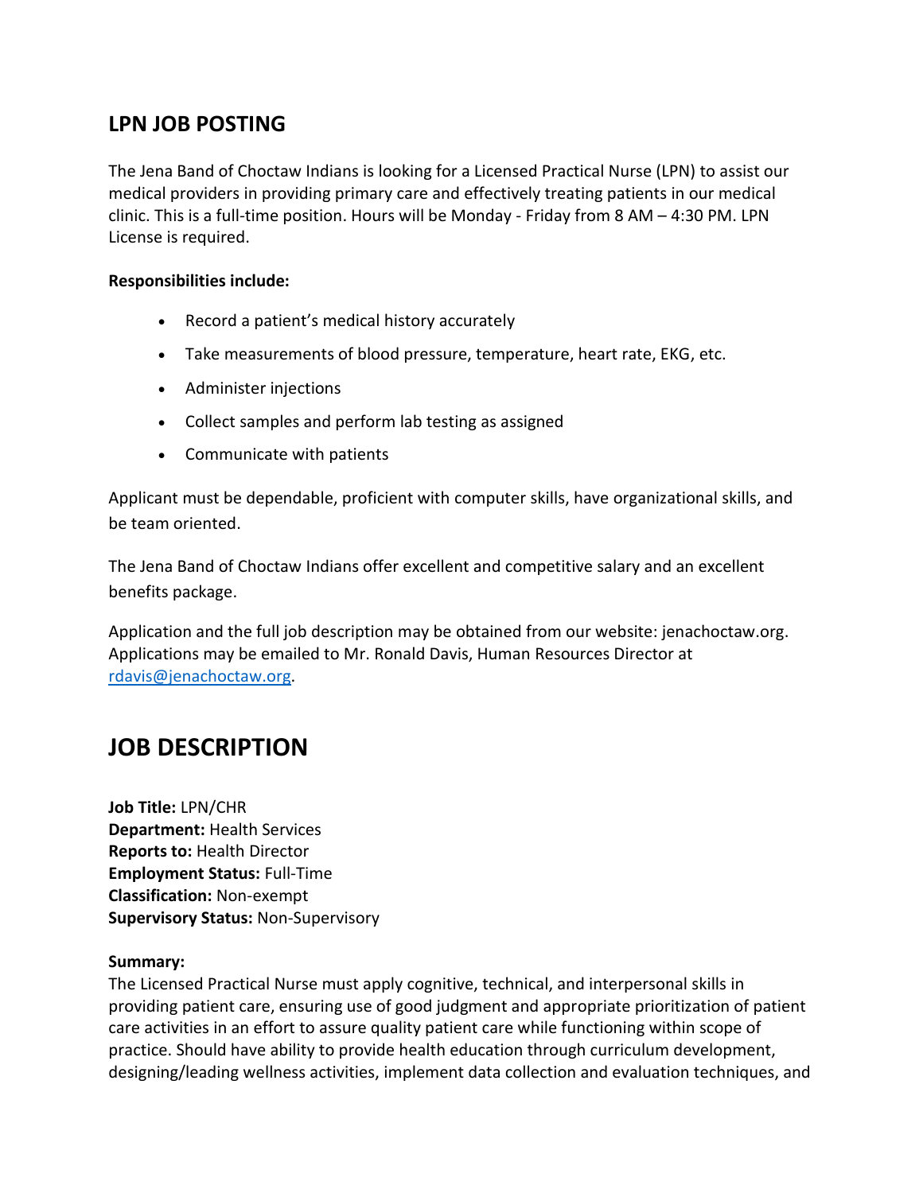## LPN JOB POSTING

The Jena Band of Choctaw Indians is looking for a Licensed Practical Nurse (LPN) to assist our medical providers in providing primary care and effectively treating patients in our medical clinic. This is a full-time position. Hours will be Monday - Friday from 8 AM – 4:30 PM. LPN License is required.

**Responsibilities include:**

- Record a patient's medical history accurately
- Take measurements of blood pressure, temperature, heart rate, EKG, etc.
- Administer injections
- Collect samples and perform lab testing as assigned
- Communicate with patients

Applicant must be dependable, proficient with computer skills, have organizational skills, and be team oriented.

The Jena Band of Choctaw Indians offer excellent and competitive salary and an excellent benefits package.

Application and the full job description may be obtained from our website: jenachoctaw.org. Applications may be emailed to Mr. Ronald Davis, Human Resources Director at rdavis@jenachoctaw.org.

# JOB DESCRIPTION

**Job Title:** LPN/CHR
**Department:** Health Services
**Reports to:** Health Director
**Employment Status:** Full-Time
**Classification:** Non-exempt
**Supervisory Status:** Non-Supervisory

**Summary:**
The Licensed Practical Nurse must apply cognitive, technical, and interpersonal skills in providing patient care, ensuring use of good judgment and appropriate prioritization of patient care activities in an effort to assure quality patient care while functioning within scope of practice. Should have ability to provide health education through curriculum development, designing/leading wellness activities, implement data collection and evaluation techniques, and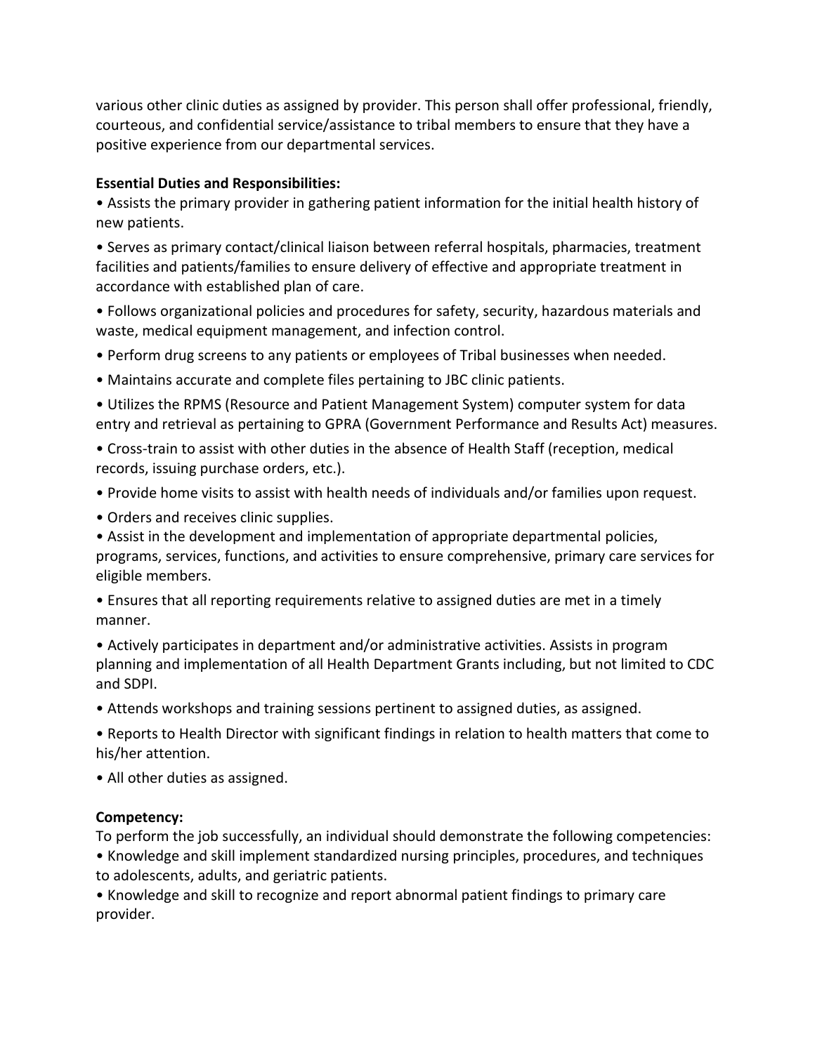various other clinic duties as assigned by provider. This person shall offer professional, friendly, courteous, and confidential service/assistance to tribal members to ensure that they have a positive experience from our departmental services.

**Essential Duties and Responsibilities:**

- Assists the primary provider in gathering patient information for the initial health history of new patients.
- Serves as primary contact/clinical liaison between referral hospitals, pharmacies, treatment facilities and patients/families to ensure delivery of effective and appropriate treatment in accordance with established plan of care.
- Follows organizational policies and procedures for safety, security, hazardous materials and waste, medical equipment management, and infection control.
- Perform drug screens to any patients or employees of Tribal businesses when needed.
- Maintains accurate and complete files pertaining to JBC clinic patients.
- Utilizes the RPMS (Resource and Patient Management System) computer system for data entry and retrieval as pertaining to GPRA (Government Performance and Results Act) measures.
- Cross-train to assist with other duties in the absence of Health Staff (reception, medical records, issuing purchase orders, etc.).
- Provide home visits to assist with health needs of individuals and/or families upon request.
- Orders and receives clinic supplies.
- Assist in the development and implementation of appropriate departmental policies, programs, services, functions, and activities to ensure comprehensive, primary care services for eligible members.
- Ensures that all reporting requirements relative to assigned duties are met in a timely manner.
- Actively participates in department and/or administrative activities. Assists in program planning and implementation of all Health Department Grants including, but not limited to CDC and SDPI.
- Attends workshops and training sessions pertinent to assigned duties, as assigned.
- Reports to Health Director with significant findings in relation to health matters that come to his/her attention.
- All other duties as assigned.

**Competency:**

To perform the job successfully, an individual should demonstrate the following competencies:

- Knowledge and skill implement standardized nursing principles, procedures, and techniques to adolescents, adults, and geriatric patients.
- Knowledge and skill to recognize and report abnormal patient findings to primary care provider.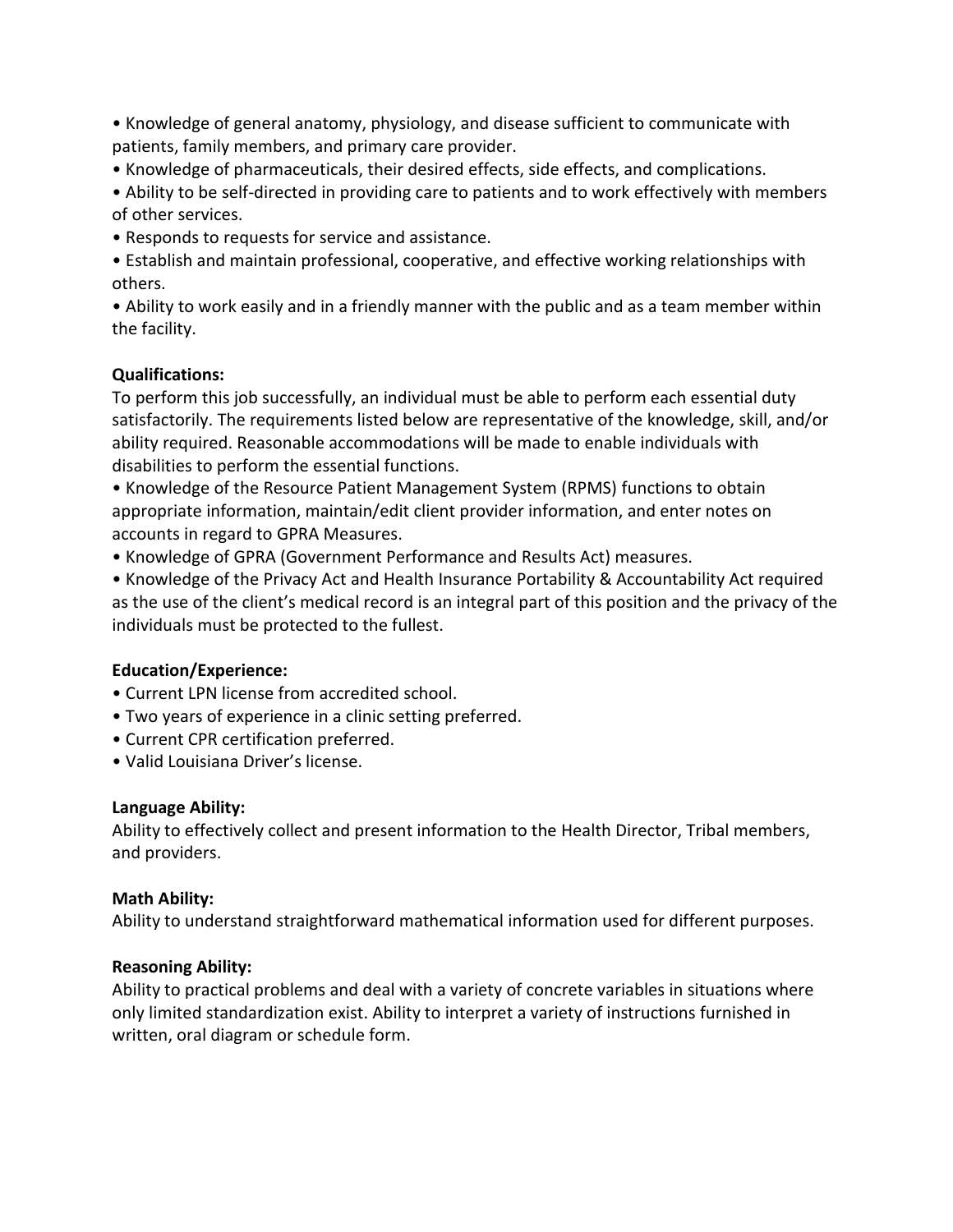• Knowledge of general anatomy, physiology, and disease sufficient to communicate with patients, family members, and primary care provider.
• Knowledge of pharmaceuticals, their desired effects, side effects, and complications.
• Ability to be self-directed in providing care to patients and to work effectively with members of other services.
• Responds to requests for service and assistance.
• Establish and maintain professional, cooperative, and effective working relationships with others.
• Ability to work easily and in a friendly manner with the public and as a team member within the facility.

**Qualifications:**
To perform this job successfully, an individual must be able to perform each essential duty satisfactorily. The requirements listed below are representative of the knowledge, skill, and/or ability required. Reasonable accommodations will be made to enable individuals with disabilities to perform the essential functions.
• Knowledge of the Resource Patient Management System (RPMS) functions to obtain appropriate information, maintain/edit client provider information, and enter notes on accounts in regard to GPRA Measures.
• Knowledge of GPRA (Government Performance and Results Act) measures.
• Knowledge of the Privacy Act and Health Insurance Portability & Accountability Act required as the use of the client's medical record is an integral part of this position and the privacy of the individuals must be protected to the fullest.

**Education/Experience:**
• Current LPN license from accredited school.
• Two years of experience in a clinic setting preferred.
• Current CPR certification preferred.
• Valid Louisiana Driver's license.

**Language Ability:**
Ability to effectively collect and present information to the Health Director, Tribal members, and providers.

**Math Ability:**
Ability to understand straightforward mathematical information used for different purposes.

**Reasoning Ability:**
Ability to practical problems and deal with a variety of concrete variables in situations where only limited standardization exist. Ability to interpret a variety of instructions furnished in written, oral diagram or schedule form.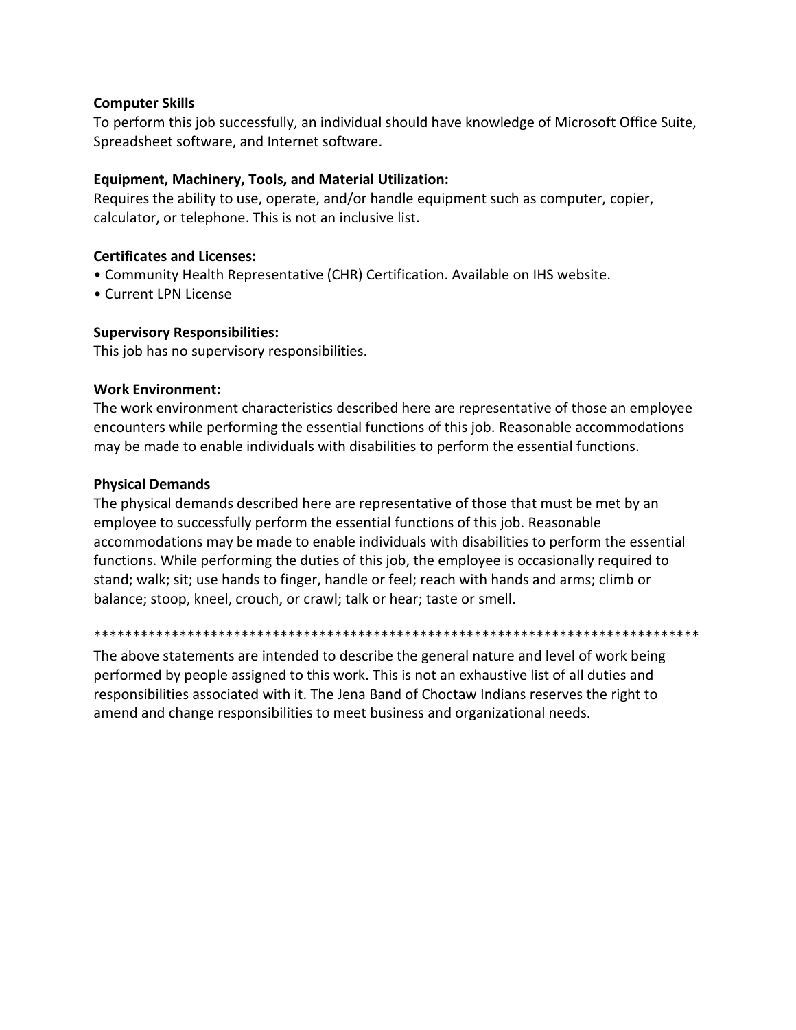**Computer Skills**

To perform this job successfully, an individual should have knowledge of Microsoft Office Suite, Spreadsheet software, and Internet software.

**Equipment, Machinery, Tools, and Material Utilization:**

Requires the ability to use, operate, and/or handle equipment such as computer, copier, calculator, or telephone. This is not an inclusive list.

**Certificates and Licenses:**

- Community Health Representative (CHR) Certification. Available on IHS website.
- Current LPN License

**Supervisory Responsibilities:**

This job has no supervisory responsibilities.

**Work Environment:**

The work environment characteristics described here are representative of those an employee encounters while performing the essential functions of this job. Reasonable accommodations may be made to enable individuals with disabilities to perform the essential functions.

**Physical Demands**

The physical demands described here are representative of those that must be met by an employee to successfully perform the essential functions of this job. Reasonable accommodations may be made to enable individuals with disabilities to perform the essential functions. While performing the duties of this job, the employee is occasionally required to stand; walk; sit; use hands to finger, handle or feel; reach with hands and arms; climb or balance; stoop, kneel, crouch, or crawl; talk or hear; taste or smell.

*********************************************************************************

The above statements are intended to describe the general nature and level of work being performed by people assigned to this work. This is not an exhaustive list of all duties and responsibilities associated with it. The Jena Band of Choctaw Indians reserves the right to amend and change responsibilities to meet business and organizational needs.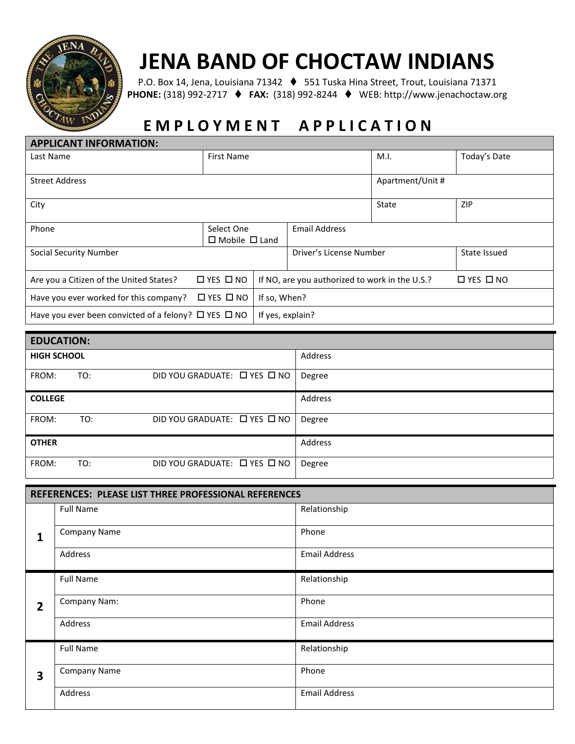# JENA BAND OF CHOCTAW INDIANS

P.O. Box 14, Jena, Louisiana 71342 ♦ 551 Tuska Hina Street, Trout, Louisiana 71371
**PHONE:** (318) 992-2717 ♦ **FAX:** (318) 992-8244 ♦ WEB: http://www.jenachoctaw.org

## EMPLOYMENT APPLICATION

| **APPLICANT INFORMATION:** | | | |
|---|---|---|---|
| Last Name | First Name | M.I. | Today's Date |
| Street Address | | Apartment/Unit # | |
| City | | State | ZIP |
| Phone | Select One ☐ Mobile ☐ Land | Email Address | |
| Social Security Number | | Driver's License Number | State Issued |
| Are you a Citizen of the United States? ☐ YES ☐ NO | | If NO, are you authorized to work in the U.S.? ☐ YES ☐ NO | |
| Have you ever worked for this company? ☐ YES ☐ NO | | If so, When? | |
| Have you ever been convicted of a felony? ☐ YES ☐ NO | | If yes, explain? | |

| **EDUCATION:** | |
|---|---|
| **HIGH SCHOOL** | Address |
| FROM: TO: DID YOU GRADUATE: ☐ YES ☐ NO | Degree |
| **COLLEGE** | Address |
| FROM: TO: DID YOU GRADUATE: ☐ YES ☐ NO | Degree |
| **OTHER** | Address |
| FROM: TO: DID YOU GRADUATE: ☐ YES ☐ NO | Degree |

| **REFERENCES: PLEASE LIST THREE PROFESSIONAL REFERENCES** | | |
|---|---|---|
| **1** | Full Name | Relationship |
| | Company Name | Phone |
| | Address | Email Address |
| **2** | Full Name | Relationship |
| | Company Nam: | Phone |
| | Address | Email Address |
| **3** | Full Name | Relationship |
| | Company Name | Phone |
| | Address | Email Address |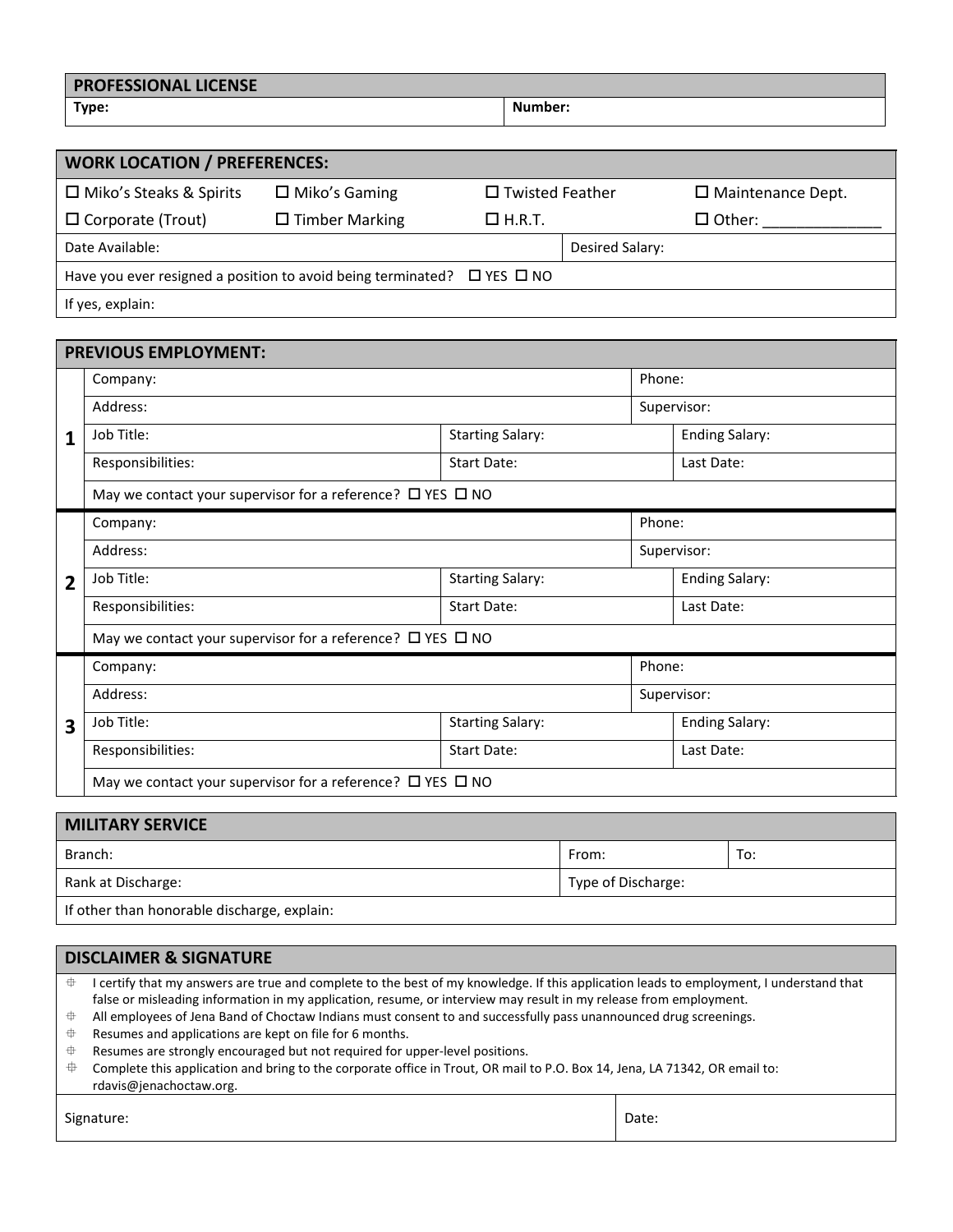## PROFESSIONAL LICENSE

| | |
|---|---|
| **Type:** | **Number:** |

## WORK LOCATION / PREFERENCES:

| | | | |
|---|---|---|---|
| ☐ Miko's Steaks & Spirits | ☐ Miko's Gaming | ☐ Twisted Feather | ☐ Maintenance Dept. |
| ☐ Corporate (Trout) | ☐ Timber Marking | ☐ H.R.T. | ☐ Other: ______________ |
| Date Available: | | Desired Salary: | |
| Have you ever resigned a position to avoid being terminated? ☐ YES ☐ NO | | | |
| If yes, explain: | | | |

## PREVIOUS EMPLOYMENT:

| | | | |
|---|---|---|---|
| **1** | Company: | | Phone: |
| | Address: | | Supervisor: |
| | Job Title: | Starting Salary: | Ending Salary: |
| | Responsibilities: | Start Date: | Last Date: |
| | May we contact your supervisor for a reference? ☐ YES ☐ NO | | |
| **2** | Company: | | Phone: |
| | Address: | | Supervisor: |
| | Job Title: | Starting Salary: | Ending Salary: |
| | Responsibilities: | Start Date: | Last Date: |
| | May we contact your supervisor for a reference? ☐ YES ☐ NO | | |
| **3** | Company: | | Phone: |
| | Address: | | Supervisor: |
| | Job Title: | Starting Salary: | Ending Salary: |
| | Responsibilities: | Start Date: | Last Date: |
| | May we contact your supervisor for a reference? ☐ YES ☐ NO | | |

## MILITARY SERVICE

| | | |
|---|---|---|
| Branch: | From: | To: |
| Rank at Discharge: | Type of Discharge: | |
| If other than honorable discharge, explain: | | |

## DISCLAIMER & SIGNATURE

- I certify that my answers are true and complete to the best of my knowledge. If this application leads to employment, I understand that false or misleading information in my application, resume, or interview may result in my release from employment.
- All employees of Jena Band of Choctaw Indians must consent to and successfully pass unannounced drug screenings.
- Resumes and applications are kept on file for 6 months.
- Resumes are strongly encouraged but not required for upper-level positions.
- Complete this application and bring to the corporate office in Trout, OR mail to P.O. Box 14, Jena, LA 71342, OR email to: rdavis@jenachoctaw.org.

| | |
|---|---|
| Signature: | Date: |